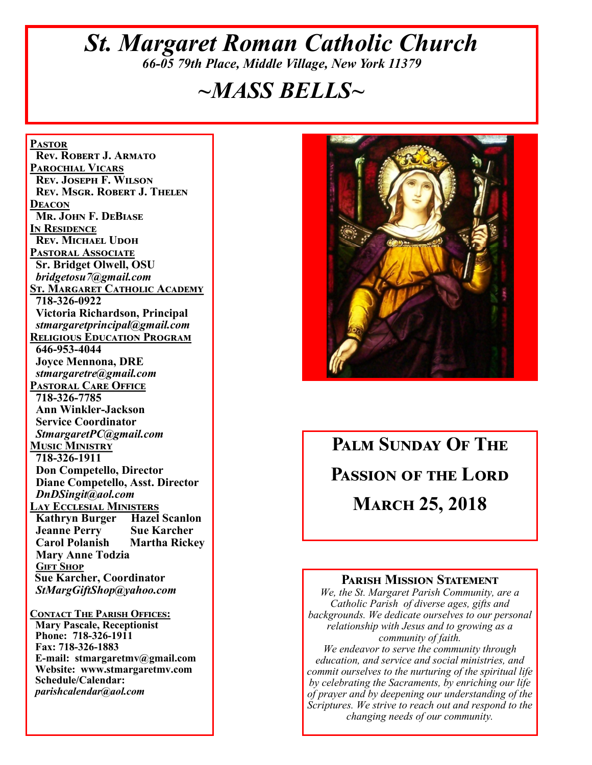# *St. Margaret Roman Catholic Church*

*66-05 79th Place, Middle Village, New York 11379*

# *~MASS BELLS~*

**Pastor**
Rev. Robert J. Armato

**Parochial Vicars**
Rev. Joseph F. Wilson
Rev. Msgr. Robert J. Thelen

**Deacon**
Mr. John F. DeBiase

**In Residence**
Rev. Michael Udoh

**Pastoral Associate**
Sr. Bridget Olwell, OSU
*bridgetosu7@gmail.com*

**St. Margaret Catholic Academy**
718-326-0922
Victoria Richardson, Principal
*stmargaretprincipal@gmail.com*

**Religious Education Program**
646-953-4044
Joyce Mennona, DRE
*stmargaretre@gmail.com*

**Pastoral Care Office**
718-326-7785
Ann Winkler-Jackson
Service Coordinator
*StmargaretPC@gmail.com*

**Music Ministry**
718-326-1911
Don Competello, Director
Diane Competello, Asst. Director
*DnDSingit@aol.com*

**Lay Ecclesial Ministers**
Kathryn Burger — Hazel Scanlon
Jeanne Perry — Sue Karcher
Carol Polanish — Martha Rickey
Mary Anne Todzia

**Gift Shop**
Sue Karcher, Coordinator
*StMargGiftShop@yahoo.com*

**Contact The Parish Offices:**
Mary Pascale, Receptionist
Phone: 718-326-1911
Fax: 718-326-1883
E-mail: stmargaretmv@gmail.com
Website: www.stmargaretmv.com
Schedule/Calendar:
*parishcalendar@aol.com*

## Palm Sunday Of The Passion of the Lord

## March 25, 2018

### Parish Mission Statement

*We, the St. Margaret Parish Community, are a Catholic Parish of diverse ages, gifts and backgrounds. We dedicate ourselves to our personal relationship with Jesus and to growing as a community of faith.*
*We endeavor to serve the community through education, and service and social ministries, and commit ourselves to the nurturing of the spiritual life by celebrating the Sacraments, by enriching our life of prayer and by deepening our understanding of the Scriptures. We strive to reach out and respond to the changing needs of our community.*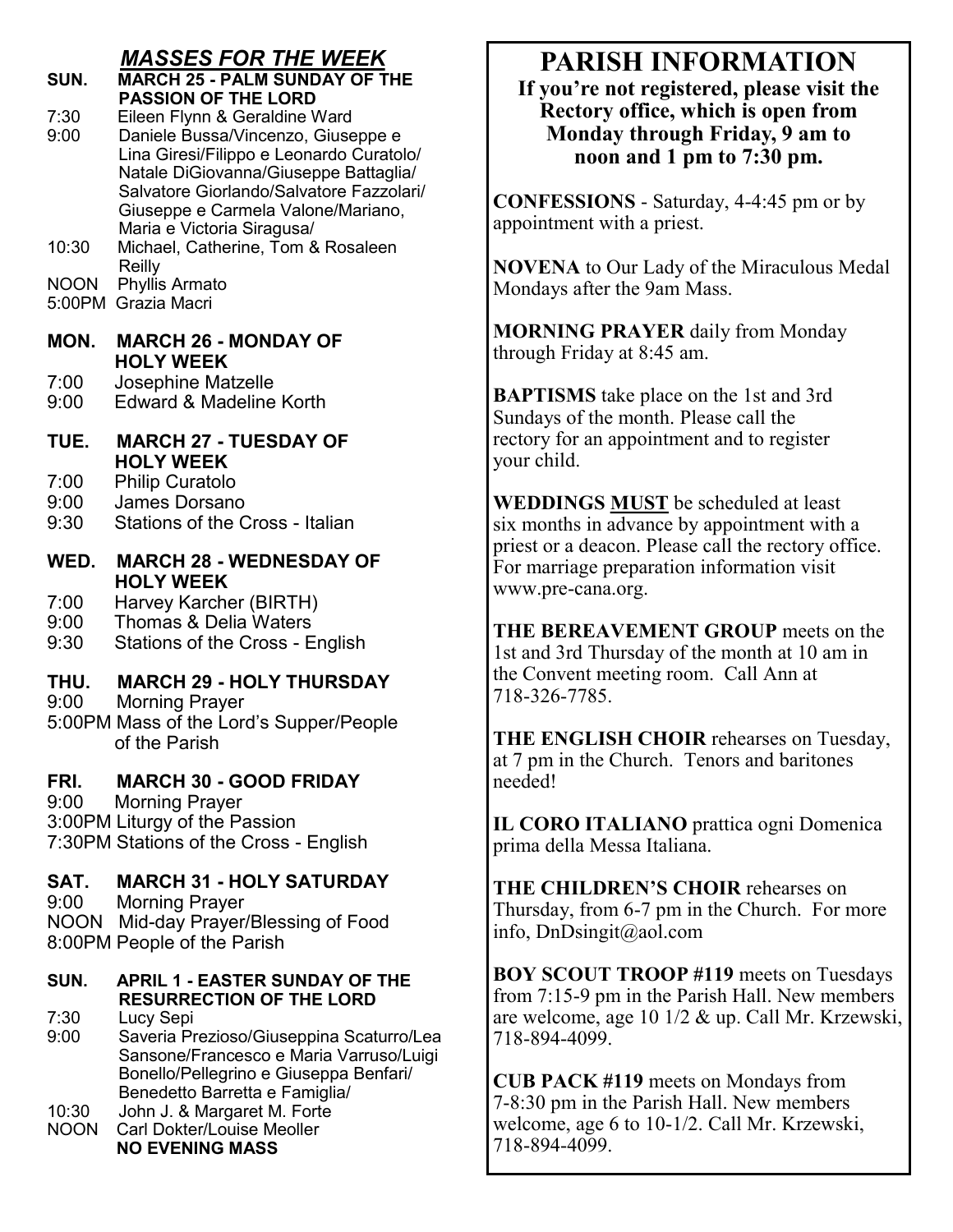## *MASSES FOR THE WEEK*

**SUN. MARCH 25 - PALM SUNDAY OF THE PASSION OF THE LORD**

7:30 Eileen Flynn & Geraldine Ward
9:00 Daniele Bussa/Vincenzo, Giuseppe e Lina Giresi/Filippo e Leonardo Curatolo/ Natale DiGiovanna/Giuseppe Battaglia/ Salvatore Giorlando/Salvatore Fazzolari/ Giuseppe e Carmela Valone/Mariano, Maria e Victoria Siragusa/
10:30 Michael, Catherine, Tom & Rosaleen Reilly
NOON Phyllis Armato
5:00PM Grazia Macri

**MON. MARCH 26 - MONDAY OF HOLY WEEK**

7:00 Josephine Matzelle
9:00 Edward & Madeline Korth

**TUE. MARCH 27 - TUESDAY OF HOLY WEEK**

7:00 Philip Curatolo
9:00 James Dorsano
9:30 Stations of the Cross - Italian

**WED. MARCH 28 - WEDNESDAY OF HOLY WEEK**

7:00 Harvey Karcher (BIRTH)
9:00 Thomas & Delia Waters
9:30 Stations of the Cross - English

**THU. MARCH 29 - HOLY THURSDAY**

9:00 Morning Prayer
5:00PM Mass of the Lord's Supper/People of the Parish

**FRI. MARCH 30 - GOOD FRIDAY**

9:00 Morning Prayer
3:00PM Liturgy of the Passion
7:30PM Stations of the Cross - English

**SAT. MARCH 31 - HOLY SATURDAY**

9:00 Morning Prayer
NOON Mid-day Prayer/Blessing of Food
8:00PM People of the Parish

**SUN. APRIL 1 - EASTER SUNDAY OF THE RESURRECTION OF THE LORD**

7:30 Lucy Sepi
9:00 Saveria Prezioso/Giuseppina Scaturro/Lea Sansone/Francesco e Maria Varruso/Luigi Bonello/Pellegrino e Giuseppa Benfari/ Benedetto Barretta e Famiglia/
10:30 John J. & Margaret M. Forte
NOON Carl Dokter/Louise Meoller
**NO EVENING MASS**

# PARISH INFORMATION

**If you're not registered, please visit the Rectory office, which is open from Monday through Friday, 9 am to noon and 1 pm to 7:30 pm.**

**CONFESSIONS** - Saturday, 4-4:45 pm or by appointment with a priest.

**NOVENA** to Our Lady of the Miraculous Medal Mondays after the 9am Mass.

**MORNING PRAYER** daily from Monday through Friday at 8:45 am.

**BAPTISMS** take place on the 1st and 3rd Sundays of the month. Please call the rectory for an appointment and to register your child.

**WEDDINGS <u>MUST</u>** be scheduled at least six months in advance by appointment with a priest or a deacon. Please call the rectory office. For marriage preparation information visit www.pre-cana.org.

**THE BEREAVEMENT GROUP** meets on the 1st and 3rd Thursday of the month at 10 am in the Convent meeting room. Call Ann at 718-326-7785.

**THE ENGLISH CHOIR** rehearses on Tuesday, at 7 pm in the Church. Tenors and baritones needed!

**IL CORO ITALIANO** prattica ogni Domenica prima della Messa Italiana.

**THE CHILDREN'S CHOIR** rehearses on Thursday, from 6-7 pm in the Church. For more info, DnDsingit@aol.com

**BOY SCOUT TROOP #119** meets on Tuesdays from 7:15-9 pm in the Parish Hall. New members are welcome, age 10 1/2 & up. Call Mr. Krzewski, 718-894-4099.

**CUB PACK #119** meets on Mondays from 7-8:30 pm in the Parish Hall. New members welcome, age 6 to 10-1/2. Call Mr. Krzewski, 718-894-4099.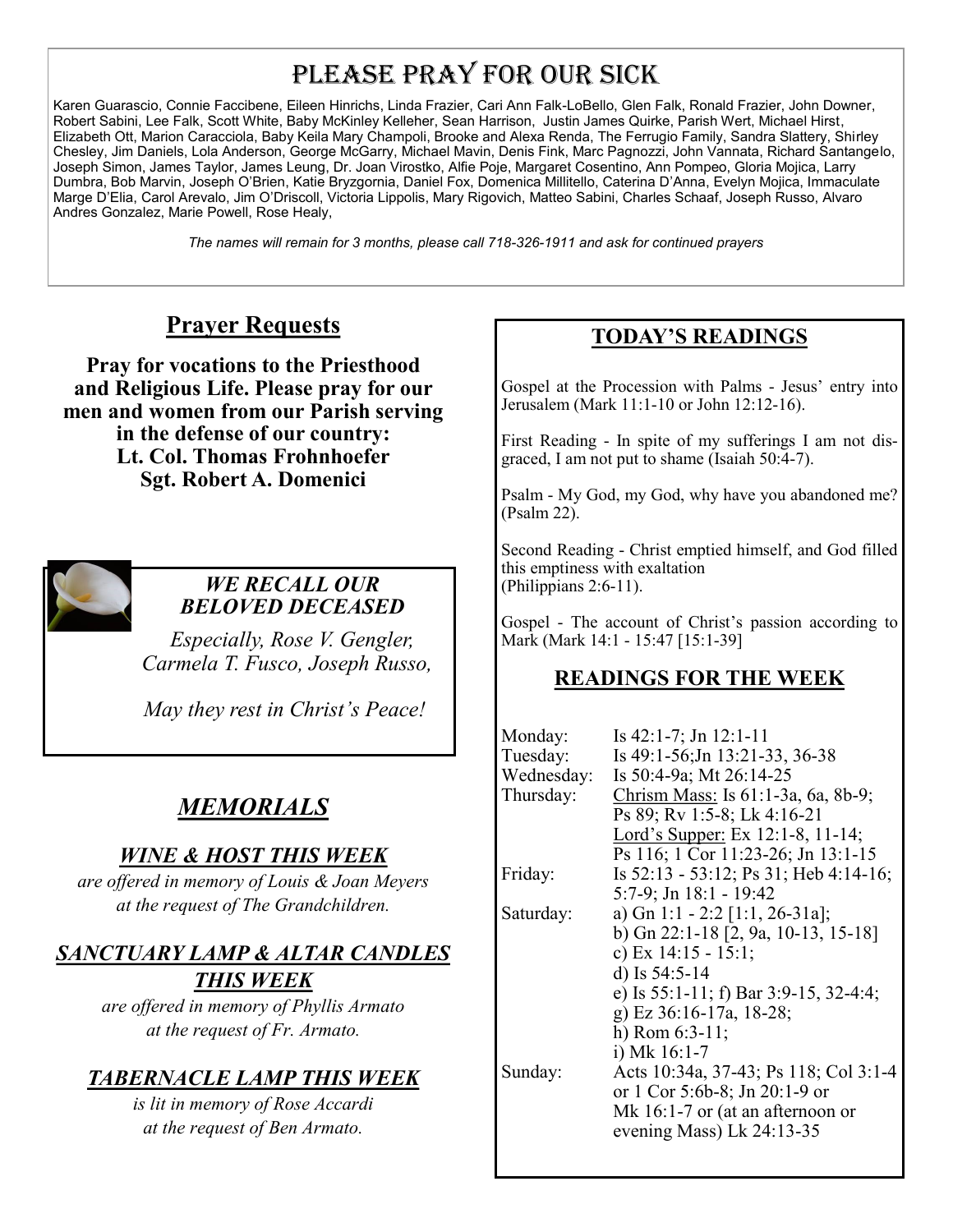# Please Pray For Our Sick

Karen Guarascio, Connie Faccibene, Eileen Hinrichs, Linda Frazier, Cari Ann Falk-LoBello, Glen Falk, Ronald Frazier, John Downer, Robert Sabini, Lee Falk, Scott White, Baby McKinley Kelleher, Sean Harrison, Justin James Quirke, Parish Wert, Michael Hirst, Elizabeth Ott, Marion Caracciola, Baby Keila Mary Champoli, Brooke and Alexa Renda, The Ferrugio Family, Sandra Slattery, Shirley Chesley, Jim Daniels, Lola Anderson, George McGarry, Michael Mavin, Denis Fink, Marc Pagnozzi, John Vannata, Richard Santangelo, Joseph Simon, James Taylor, James Leung, Dr. Joan Virostko, Alfie Poje, Margaret Cosentino, Ann Pompeo, Gloria Mojica, Larry Dumbra, Bob Marvin, Joseph O'Brien, Katie Bryzgornia, Daniel Fox, Domenica Millitello, Caterina D'Anna, Evelyn Mojica, Immaculate Marge D'Elia, Carol Arevalo, Jim O'Driscoll, Victoria Lippolis, Mary Rigovich, Matteo Sabini, Charles Schaaf, Joseph Russo, Alvaro Andres Gonzalez, Marie Powell, Rose Healy,

*The names will remain for 3 months, please call 718-326-1911 and ask for continued prayers*

## Prayer Requests

**Pray for vocations to the Priesthood and Religious Life. Please pray for our men and women from our Parish serving in the defense of our country:**
**Lt. Col. Thomas Frohnhoefer**
**Sgt. Robert A. Domenici**

### *WE RECALL OUR BELOVED DECEASED*

*Especially, Rose V. Gengler, Carmela T. Fusco, Joseph Russo,*

*May they rest in Christ's Peace!*

## *MEMORIALS*

### *WINE & HOST THIS WEEK*

*are offered in memory of Louis & Joan Meyers at the request of The Grandchildren.*

### *SANCTUARY LAMP & ALTAR CANDLES THIS WEEK*

*are offered in memory of Phyllis Armato at the request of Fr. Armato.*

### *TABERNACLE LAMP THIS WEEK*

*is lit in memory of Rose Accardi at the request of Ben Armato.*

## TODAY'S READINGS

Gospel at the Procession with Palms - Jesus' entry into Jerusalem (Mark 11:1-10 or John 12:12-16).

First Reading - In spite of my sufferings I am not disgraced, I am not put to shame (Isaiah 50:4-7).

Psalm - My God, my God, why have you abandoned me? (Psalm 22).

Second Reading - Christ emptied himself, and God filled this emptiness with exaltation (Philippians 2:6-11).

Gospel - The account of Christ's passion according to Mark (Mark 14:1 - 15:47 [15:1-39]

## READINGS FOR THE WEEK

| | |
|---|---|
| Monday: | Is 42:1-7; Jn 12:1-11 |
| Tuesday: | Is 49:1-56;Jn 13:21-33, 36-38 |
| Wednesday: | Is 50:4-9a; Mt 26:14-25 |
| Thursday: | Chrism Mass: Is 61:1-3a, 6a, 8b-9; Ps 89; Rv 1:5-8; Lk 4:16-21<br>Lord's Supper: Ex 12:1-8, 11-14; Ps 116; 1 Cor 11:23-26; Jn 13:1-15 |
| Friday: | Is 52:13 - 53:12; Ps 31; Heb 4:14-16; 5:7-9; Jn 18:1 - 19:42 |
| Saturday: | a) Gn 1:1 - 2:2 [1:1, 26-31a];<br>b) Gn 22:1-18 [2, 9a, 10-13, 15-18]<br>c) Ex 14:15 - 15:1;<br>d) Is 54:5-14<br>e) Is 55:1-11; f) Bar 3:9-15, 32-4:4;<br>g) Ez 36:16-17a, 18-28;<br>h) Rom 6:3-11;<br>i) Mk 16:1-7 |
| Sunday: | Acts 10:34a, 37-43; Ps 118; Col 3:1-4 or 1 Cor 5:6b-8; Jn 20:1-9 or Mk 16:1-7 or (at an afternoon or evening Mass) Lk 24:13-35 |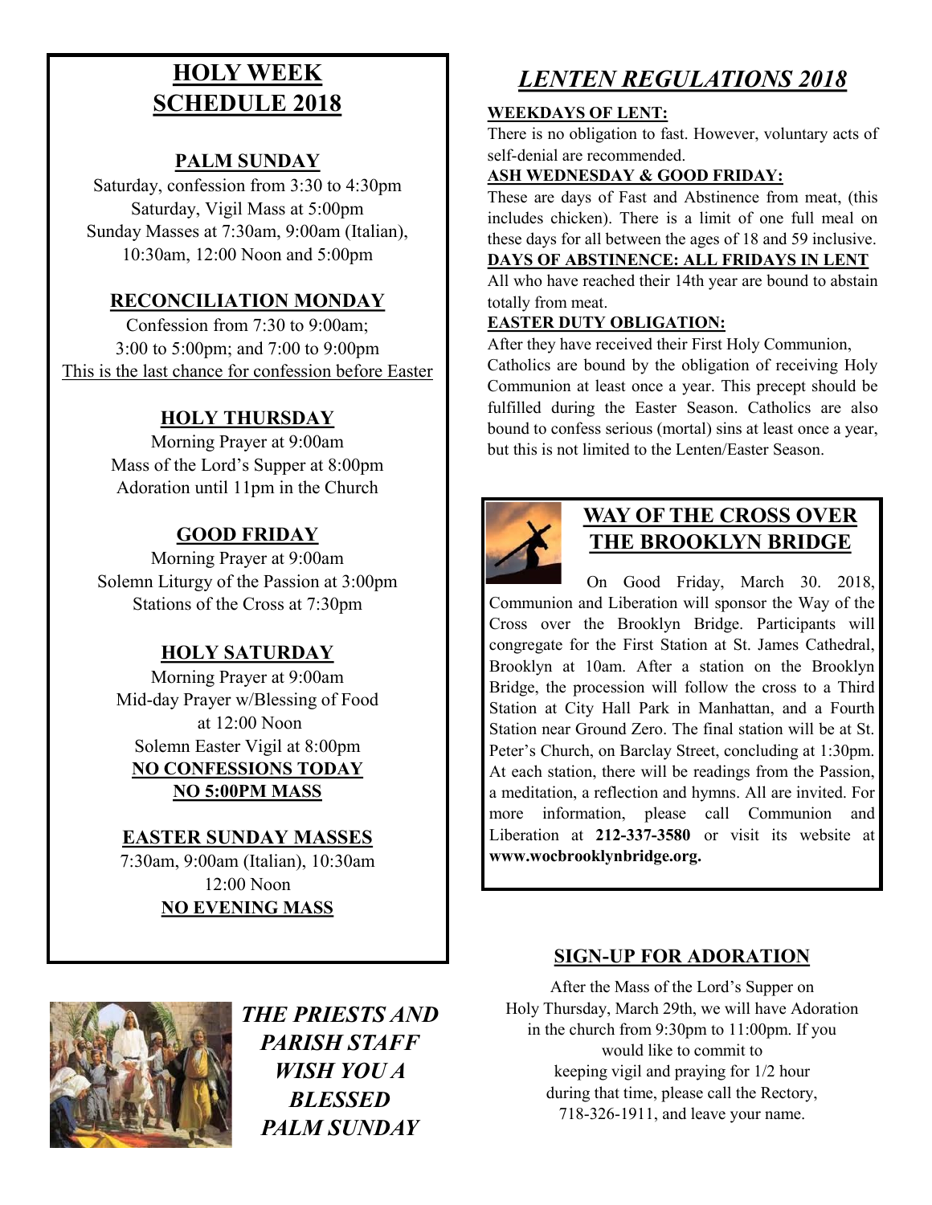## HOLY WEEK SCHEDULE 2018

### PALM SUNDAY

Saturday, confession from 3:30 to 4:30pm
Saturday, Vigil Mass at 5:00pm
Sunday Masses at 7:30am, 9:00am (Italian), 10:30am, 12:00 Noon and 5:00pm

### RECONCILIATION MONDAY

Confession from 7:30 to 9:00am; 3:00 to 5:00pm; and 7:00 to 9:00pm
This is the last chance for confession before Easter

### HOLY THURSDAY

Morning Prayer at 9:00am
Mass of the Lord's Supper at 8:00pm
Adoration until 11pm in the Church

### GOOD FRIDAY

Morning Prayer at 9:00am
Solemn Liturgy of the Passion at 3:00pm
Stations of the Cross at 7:30pm

### HOLY SATURDAY

Morning Prayer at 9:00am
Mid-day Prayer w/Blessing of Food at 12:00 Noon
Solemn Easter Vigil at 8:00pm
**NO CONFESSIONS TODAY**
**NO 5:00PM MASS**

### EASTER SUNDAY MASSES

7:30am, 9:00am (Italian), 10:30am
12:00 Noon
**NO EVENING MASS**

*THE PRIESTS AND PARISH STAFF WISH YOU A BLESSED PALM SUNDAY*

## *LENTEN REGULATIONS 2018*

**WEEKDAYS OF LENT:**
There is no obligation to fast. However, voluntary acts of self-denial are recommended.

**ASH WEDNESDAY & GOOD FRIDAY:**
These are days of Fast and Abstinence from meat, (this includes chicken). There is a limit of one full meal on these days for all between the ages of 18 and 59 inclusive.

**DAYS OF ABSTINENCE: ALL FRIDAYS IN LENT**
All who have reached their 14th year are bound to abstain totally from meat.

**EASTER DUTY OBLIGATION:**
After they have received their First Holy Communion, Catholics are bound by the obligation of receiving Holy Communion at least once a year. This precept should be fulfilled during the Easter Season. Catholics are also bound to confess serious (mortal) sins at least once a year, but this is not limited to the Lenten/Easter Season.

### WAY OF THE CROSS OVER THE BROOKLYN BRIDGE

On Good Friday, March 30. 2018, Communion and Liberation will sponsor the Way of the Cross over the Brooklyn Bridge. Participants will congregate for the First Station at St. James Cathedral, Brooklyn at 10am. After a station on the Brooklyn Bridge, the procession will follow the cross to a Third Station at City Hall Park in Manhattan, and a Fourth Station near Ground Zero. The final station will be at St. Peter's Church, on Barclay Street, concluding at 1:30pm. At each station, there will be readings from the Passion, a meditation, a reflection and hymns. All are invited. For more information, please call Communion and Liberation at **212-337-3580** or visit its website at **www.wocbrooklynbridge.org.**

### SIGN-UP FOR ADORATION

After the Mass of the Lord's Supper on Holy Thursday, March 29th, we will have Adoration in the church from 9:30pm to 11:00pm. If you would like to commit to keeping vigil and praying for 1/2 hour during that time, please call the Rectory, 718-326-1911, and leave your name.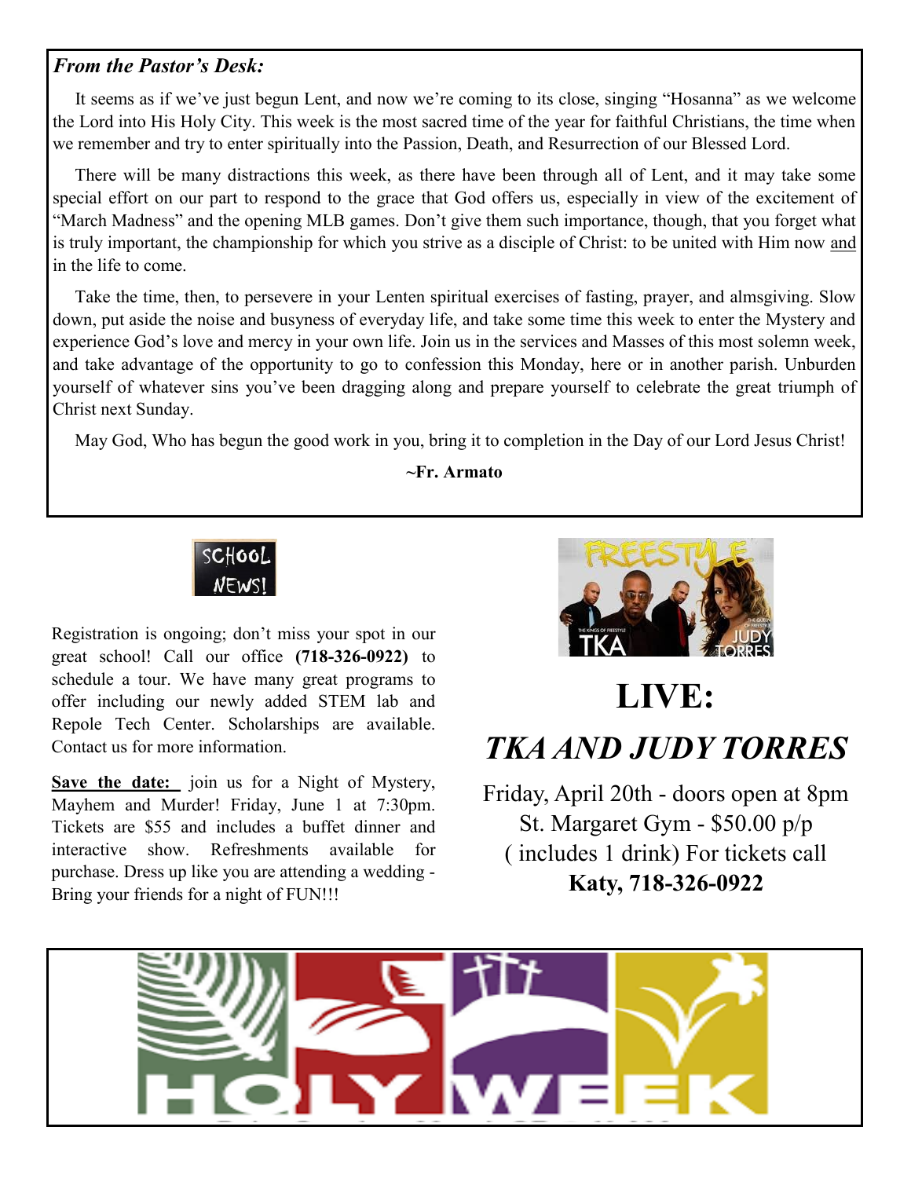### *From the Pastor's Desk:*

It seems as if we've just begun Lent, and now we're coming to its close, singing "Hosanna" as we welcome the Lord into His Holy City. This week is the most sacred time of the year for faithful Christians, the time when we remember and try to enter spiritually into the Passion, Death, and Resurrection of our Blessed Lord.

There will be many distractions this week, as there have been through all of Lent, and it may take some special effort on our part to respond to the grace that God offers us, especially in view of the excitement of "March Madness" and the opening MLB games. Don't give them such importance, though, that you forget what is truly important, the championship for which you strive as a disciple of Christ: to be united with Him now and in the life to come.

Take the time, then, to persevere in your Lenten spiritual exercises of fasting, prayer, and almsgiving. Slow down, put aside the noise and busyness of everyday life, and take some time this week to enter the Mystery and experience God's love and mercy in your own life. Join us in the services and Masses of this most solemn week, and take advantage of the opportunity to go to confession this Monday, here or in another parish. Unburden yourself of whatever sins you've been dragging along and prepare yourself to celebrate the great triumph of Christ next Sunday.

May God, Who has begun the good work in you, bring it to completion in the Day of our Lord Jesus Christ!

**~Fr. Armato**

SCHOOL NEWS!

Registration is ongoing; don't miss your spot in our great school! Call our office **(718-326-0922)** to schedule a tour. We have many great programs to offer including our newly added STEM lab and Repole Tech Center. Scholarships are available. Contact us for more information.

**Save the date:** join us for a Night of Mystery, Mayhem and Murder! Friday, June 1 at 7:30pm. Tickets are $55 and includes a buffet dinner and interactive show. Refreshments available for purchase. Dress up like you are attending a wedding - Bring your friends for a night of FUN!!!

# LIVE:

# *TKA AND JUDY TORRES*

Friday, April 20th - doors open at 8pm
St. Margaret Gym - $50.00 p/p
( includes 1 drink) For tickets call
**Katy, 718-326-0922**

HOLY WEEK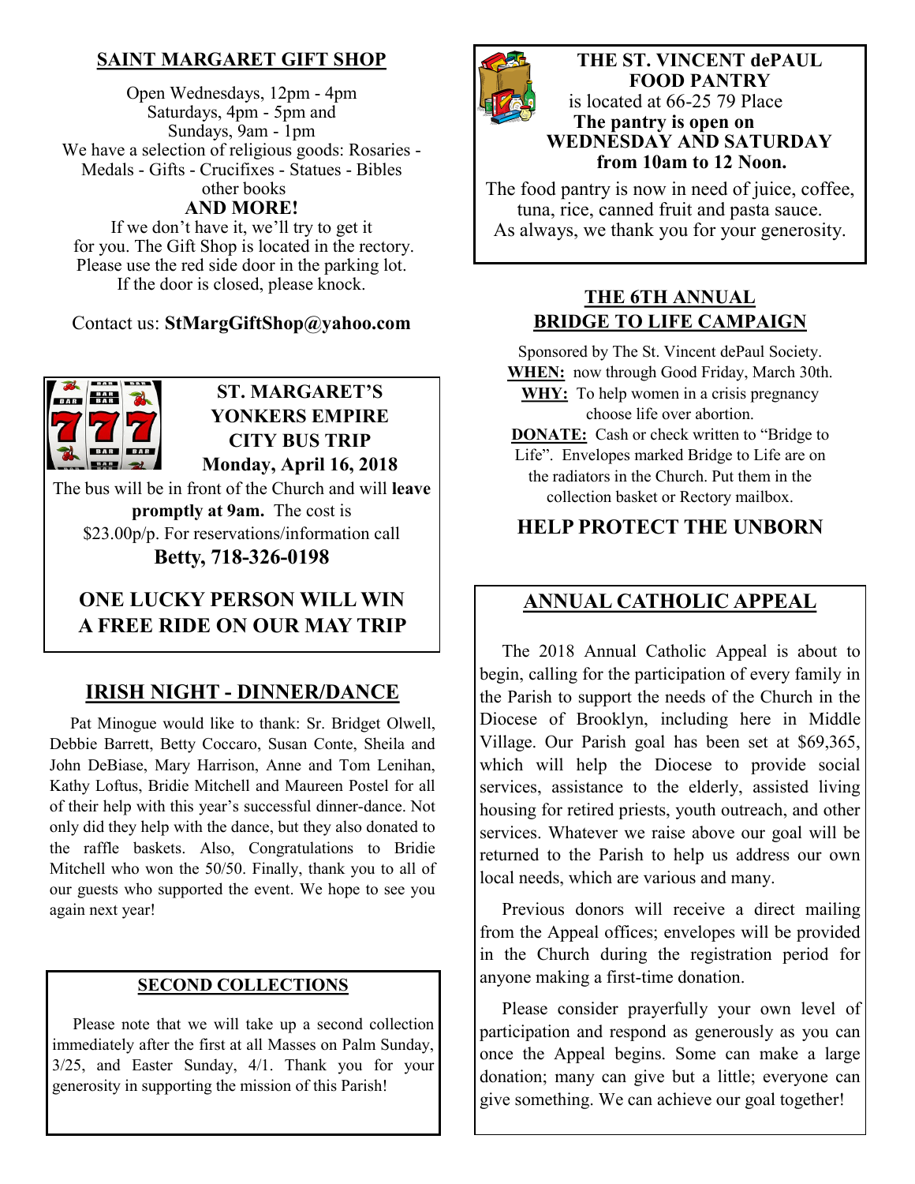## SAINT MARGARET GIFT SHOP

Open Wednesdays, 12pm - 4pm
Saturdays, 4pm - 5pm and
Sundays, 9am - 1pm
We have a selection of religious goods: Rosaries - Medals - Gifts - Crucifixes - Statues - Bibles other books

**AND MORE!**

If we don't have it, we'll try to get it for you. The Gift Shop is located in the rectory. Please use the red side door in the parking lot. If the door is closed, please knock.

Contact us: **StMargGiftShop@yahoo.com**

## ST. MARGARET'S YONKERS EMPIRE CITY BUS TRIP Monday, April 16, 2018

The bus will be in front of the Church and will **leave promptly at 9am.** The cost is $23.00p/p. For reservations/information call

**Betty, 718-326-0198**

**ONE LUCKY PERSON WILL WIN A FREE RIDE ON OUR MAY TRIP**

## IRISH NIGHT - DINNER/DANCE

Pat Minogue would like to thank: Sr. Bridget Olwell, Debbie Barrett, Betty Coccaro, Susan Conte, Sheila and John DeBiase, Mary Harrison, Anne and Tom Lenihan, Kathy Loftus, Bridie Mitchell and Maureen Postel for all of their help with this year's successful dinner-dance. Not only did they help with the dance, but they also donated to the raffle baskets. Also, Congratulations to Bridie Mitchell who won the 50/50. Finally, thank you to all of our guests who supported the event. We hope to see you again next year!

## SECOND COLLECTIONS

Please note that we will take up a second collection immediately after the first at all Masses on Palm Sunday, 3/25, and Easter Sunday, 4/1. Thank you for your generosity in supporting the mission of this Parish!

## THE ST. VINCENT dePAUL FOOD PANTRY

is located at 66-25 79 Place
**The pantry is open on WEDNESDAY AND SATURDAY from 10am to 12 Noon.**

The food pantry is now in need of juice, coffee, tuna, rice, canned fruit and pasta sauce. As always, we thank you for your generosity.

## THE 6TH ANNUAL BRIDGE TO LIFE CAMPAIGN

Sponsored by The St. Vincent dePaul Society.
**WHEN:** now through Good Friday, March 30th.
**WHY:** To help women in a crisis pregnancy choose life over abortion.
**DONATE:** Cash or check written to "Bridge to Life". Envelopes marked Bridge to Life are on the radiators in the Church. Put them in the collection basket or Rectory mailbox.

**HELP PROTECT THE UNBORN**

## ANNUAL CATHOLIC APPEAL

The 2018 Annual Catholic Appeal is about to begin, calling for the participation of every family in the Parish to support the needs of the Church in the Diocese of Brooklyn, including here in Middle Village. Our Parish goal has been set at $69,365, which will help the Diocese to provide social services, assistance to the elderly, assisted living housing for retired priests, youth outreach, and other services. Whatever we raise above our goal will be returned to the Parish to help us address our own local needs, which are various and many.

Previous donors will receive a direct mailing from the Appeal offices; envelopes will be provided in the Church during the registration period for anyone making a first-time donation.

Please consider prayerfully your own level of participation and respond as generously as you can once the Appeal begins. Some can make a large donation; many can give but a little; everyone can give something. We can achieve our goal together!